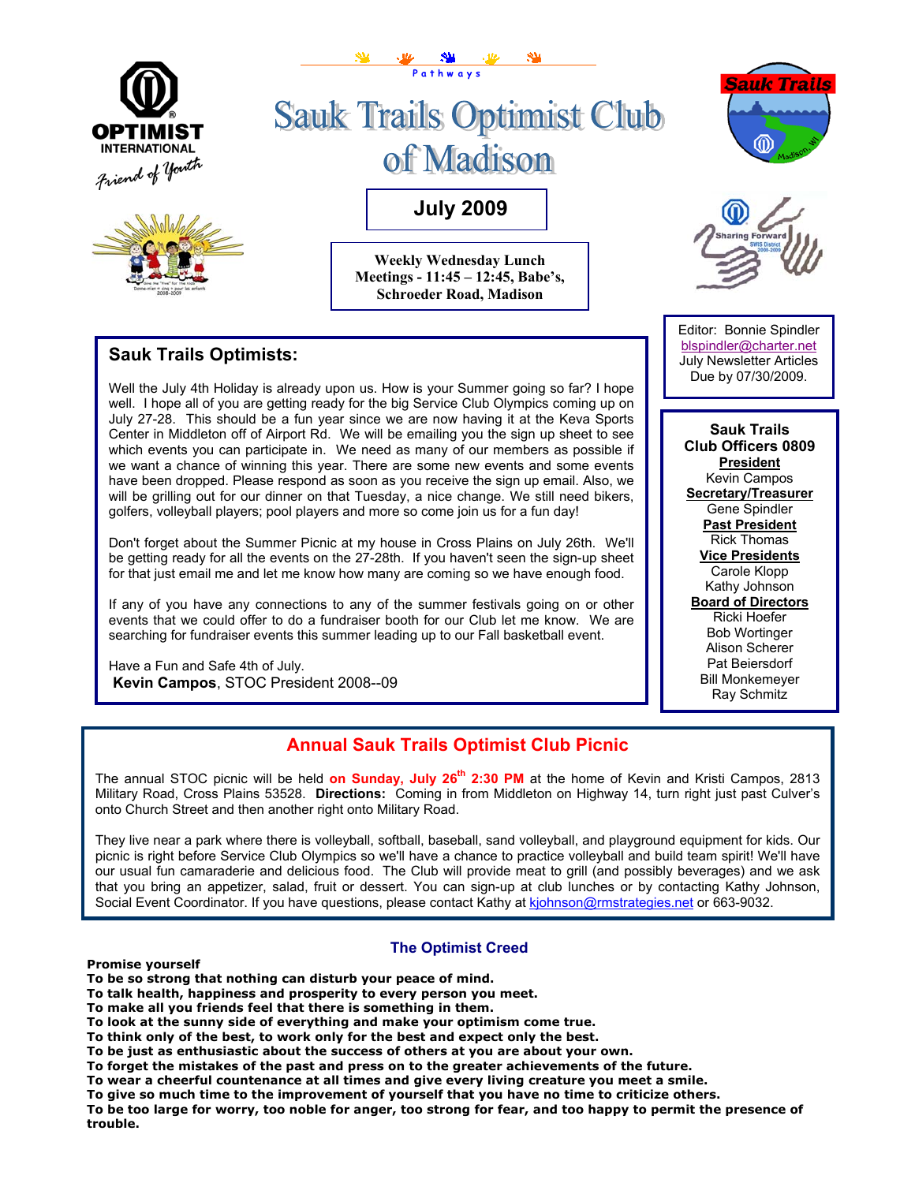Pathways

# Sauk Trails Optimist Club of Madison

**July 2009**

**Weekly Wednesday Lunch Meetings - 11:45 – 12:45, Babe's, Schroeder Road, Madison**

Editor: Bonnie Spindler
blspindler@charter.net
July Newsletter Articles Due by 07/30/2009.

## Sauk Trails Optimists:

Well the July 4th Holiday is already upon us. How is your Summer going so far? I hope well. I hope all of you are getting ready for the big Service Club Olympics coming up on July 27-28. This should be a fun year since we are now having it at the Keva Sports Center in Middleton off of Airport Rd. We will be emailing you the sign up sheet to see which events you can participate in. We need as many of our members as possible if we want a chance of winning this year. There are some new events and some events have been dropped. Please respond as soon as you receive the sign up email. Also, we will be grilling out for our dinner on that Tuesday, a nice change. We still need bikers, golfers, volleyball players; pool players and more so come join us for a fun day!

Don't forget about the Summer Picnic at my house in Cross Plains on July 26th. We'll be getting ready for all the events on the 27-28th. If you haven't seen the sign-up sheet for that just email me and let me know how many are coming so we have enough food.

If any of you have any connections to any of the summer festivals going on or other events that we could offer to do a fundraiser booth for our Club let me know. We are searching for fundraiser events this summer leading up to our Fall basketball event.

Have a Fun and Safe 4th of July.
**Kevin Campos**, STOC President 2008--09

### Sauk Trails Club Officers 0809

**President**
Kevin Campos

**Secretary/Treasurer**
Gene Spindler

**Past President**
Rick Thomas

**Vice Presidents**
Carole Klopp
Kathy Johnson

**Board of Directors**
Ricki Hoefer
Bob Wortinger
Alison Scherer
Pat Beiersdorf
Bill Monkemeyer
Ray Schmitz

## Annual Sauk Trails Optimist Club Picnic

The annual STOC picnic will be held **on Sunday, July 26th 2:30 PM** at the home of Kevin and Kristi Campos, 2813 Military Road, Cross Plains 53528. **Directions:** Coming in from Middleton on Highway 14, turn right just past Culver's onto Church Street and then another right onto Military Road.

They live near a park where there is volleyball, softball, baseball, sand volleyball, and playground equipment for kids. Our picnic is right before Service Club Olympics so we'll have a chance to practice volleyball and build team spirit! We'll have our usual fun camaraderie and delicious food. The Club will provide meat to grill (and possibly beverages) and we ask that you bring an appetizer, salad, fruit or dessert. You can sign-up at club lunches or by contacting Kathy Johnson, Social Event Coordinator. If you have questions, please contact Kathy at kjohnson@rmstrategies.net or 663-9032.

### The Optimist Creed

**Promise yourself**
**To be so strong that nothing can disturb your peace of mind.**
**To talk health, happiness and prosperity to every person you meet.**
**To make all you friends feel that there is something in them.**
**To look at the sunny side of everything and make your optimism come true.**
**To think only of the best, to work only for the best and expect only the best.**
**To be just as enthusiastic about the success of others at you are about your own.**
**To forget the mistakes of the past and press on to the greater achievements of the future.**
**To wear a cheerful countenance at all times and give every living creature you meet a smile.**
**To give so much time to the improvement of yourself that you have no time to criticize others.**
**To be too large for worry, too noble for anger, too strong for fear, and too happy to permit the presence of trouble.**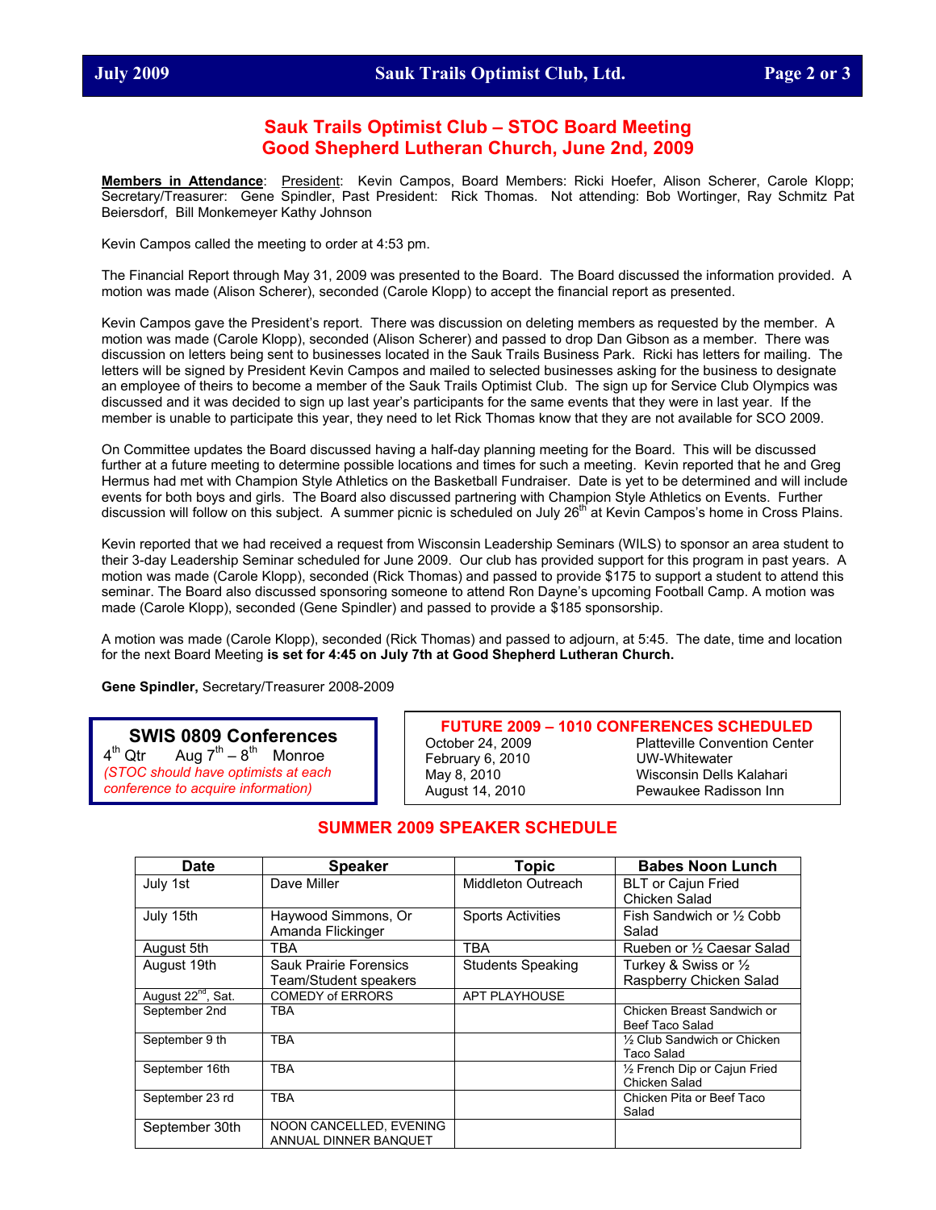# Sauk Trails Optimist Club – STOC Board Meeting
# Good Shepherd Lutheran Church, June 2nd, 2009

**Members in Attendance**: President: Kevin Campos, Board Members: Ricki Hoefer, Alison Scherer, Carole Klopp; Secretary/Treasurer: Gene Spindler, Past President: Rick Thomas. Not attending: Bob Wortinger, Ray Schmitz Pat Beiersdorf, Bill Monkemeyer Kathy Johnson

Kevin Campos called the meeting to order at 4:53 pm.

The Financial Report through May 31, 2009 was presented to the Board. The Board discussed the information provided. A motion was made (Alison Scherer), seconded (Carole Klopp) to accept the financial report as presented.

Kevin Campos gave the President's report. There was discussion on deleting members as requested by the member. A motion was made (Carole Klopp), seconded (Alison Scherer) and passed to drop Dan Gibson as a member. There was discussion on letters being sent to businesses located in the Sauk Trails Business Park. Ricki has letters for mailing. The letters will be signed by President Kevin Campos and mailed to selected businesses asking for the business to designate an employee of theirs to become a member of the Sauk Trails Optimist Club. The sign up for Service Club Olympics was discussed and it was decided to sign up last year's participants for the same events that they were in last year. If the member is unable to participate this year, they need to let Rick Thomas know that they are not available for SCO 2009.

On Committee updates the Board discussed having a half-day planning meeting for the Board. This will be discussed further at a future meeting to determine possible locations and times for such a meeting. Kevin reported that he and Greg Hermus had met with Champion Style Athletics on the Basketball Fundraiser. Date is yet to be determined and will include events for both boys and girls. The Board also discussed partnering with Champion Style Athletics on Events. Further discussion will follow on this subject. A summer picnic is scheduled on July 26th at Kevin Campos's home in Cross Plains.

Kevin reported that we had received a request from Wisconsin Leadership Seminars (WILS) to sponsor an area student to their 3-day Leadership Seminar scheduled for June 2009. Our club has provided support for this program in past years. A motion was made (Carole Klopp), seconded (Rick Thomas) and passed to provide $175 to support a student to attend this seminar. The Board also discussed sponsoring someone to attend Ron Dayne's upcoming Football Camp. A motion was made (Carole Klopp), seconded (Gene Spindler) and passed to provide a $185 sponsorship.

A motion was made (Carole Klopp), seconded (Rick Thomas) and passed to adjourn, at 5:45. The date, time and location for the next Board Meeting **is set for 4:45 on July 7th at Good Shepherd Lutheran Church.**

**Gene Spindler,** Secretary/Treasurer 2008-2009

## SWIS 0809 Conferences

4th Qtr Aug 7th – 8th Monroe

*(STOC should have optimists at each conference to acquire information)*

## FUTURE 2009 – 1010 CONFERENCES SCHEDULED

| | |
|---|---|
| October 24, 2009 | Platteville Convention Center |
| February 6, 2010 | UW-Whitewater |
| May 8, 2010 | Wisconsin Dells Kalahari |
| August 14, 2010 | Pewaukee Radisson Inn |

## SUMMER 2009 SPEAKER SCHEDULE

| Date | Speaker | Topic | Babes Noon Lunch |
|---|---|---|---|
| July 1st | Dave Miller | Middleton Outreach | BLT or Cajun Fried Chicken Salad |
| July 15th | Haywood Simmons, Or Amanda Flickinger | Sports Activities | Fish Sandwich or ½ Cobb Salad |
| August 5th | TBA | TBA | Rueben or ½ Caesar Salad |
| August 19th | Sauk Prairie Forensics Team/Student speakers | Students Speaking | Turkey & Swiss or ½ Raspberry Chicken Salad |
| August 22nd, Sat. | COMEDY of ERRORS | APT PLAYHOUSE | |
| September 2nd | TBA | | Chicken Breast Sandwich or Beef Taco Salad |
| September 9 th | TBA | | ½ Club Sandwich or Chicken Taco Salad |
| September 16th | TBA | | ½ French Dip or Cajun Fried Chicken Salad |
| September 23 rd | TBA | | Chicken Pita or Beef Taco Salad |
| September 30th | NOON CANCELLED, EVENING ANNUAL DINNER BANQUET | | |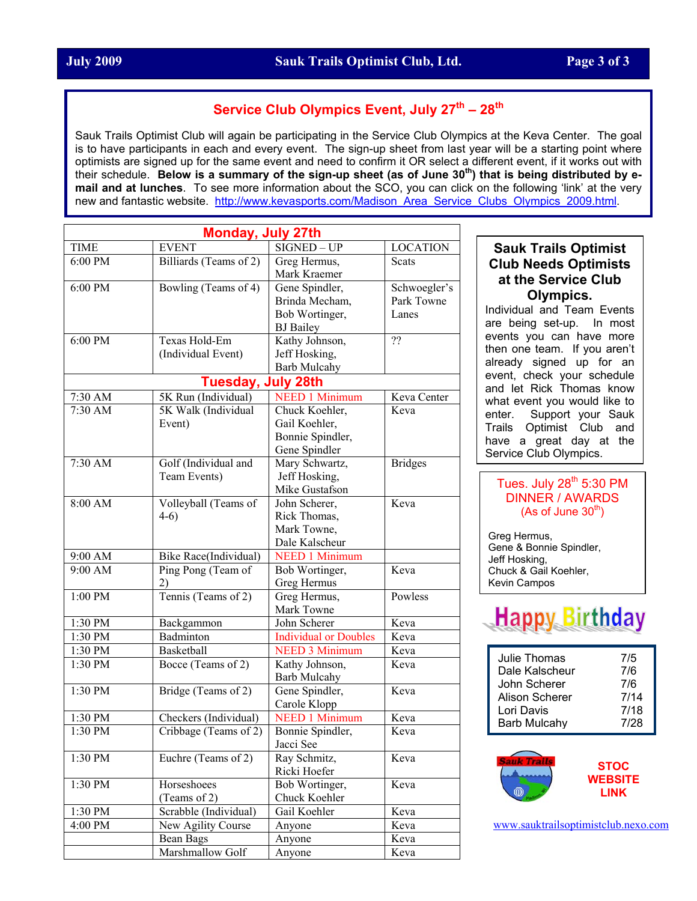## Service Club Olympics Event, July 27th – 28th

Sauk Trails Optimist Club will again be participating in the Service Club Olympics at the Keva Center. The goal is to have participants in each and every event. The sign-up sheet from last year will be a starting point where optimists are signed up for the same event and need to confirm it OR select a different event, if it works out with their schedule. **Below is a summary of the sign-up sheet (as of June 30th) that is being distributed by e-mail and at lunches**. To see more information about the SCO, you can click on the following 'link' at the very new and fantastic website. http://www.kevasports.com/Madison_Area_Service_Clubs_Olympics_2009.html.

| TIME | EVENT | SIGNED – UP | LOCATION |
|---|---|---|---|
| **Monday, July 27th** | | | |
| 6:00 PM | Billiards (Teams of 2) | Greg Hermus, Mark Kraemer | Scats |
| 6:00 PM | Bowling (Teams of 4) | Gene Spindler, Brinda Mecham, Bob Wortinger, BJ Bailey | Schwoegler's Park Towne Lanes |
| 6:00 PM | Texas Hold-Em (Individual Event) | Kathy Johnson, Jeff Hosking, Barb Mulcahy | ?? |
| **Tuesday, July 28th** | | | |
| 7:30 AM | 5K Run (Individual) | NEED 1 Minimum | Keva Center |
| 7:30 AM | 5K Walk (Individual Event) | Chuck Koehler, Gail Koehler, Bonnie Spindler, Gene Spindler | Keva |
| 7:30 AM | Golf (Individual and Team Events) | Mary Schwartz, Jeff Hosking, Mike Gustafson | Bridges |
| 8:00 AM | Volleyball (Teams of 4-6) | John Scherer, Rick Thomas, Mark Towne, Dale Kalscheur | Keva |
| 9:00 AM | Bike Race(Individual) | NEED 1 Minimum | |
| 9:00 AM | Ping Pong (Team of 2) | Bob Wortinger, Greg Hermus | Keva |
| 1:00 PM | Tennis (Teams of 2) | Greg Hermus, Mark Towne | Powless |
| 1:30 PM | Backgammon | John Scherer | Keva |
| 1:30 PM | Badminton | Individual or Doubles | Keva |
| 1:30 PM | Basketball | NEED 3 Minimum | Keva |
| 1:30 PM | Bocce (Teams of 2) | Kathy Johnson, Barb Mulcahy | Keva |
| 1:30 PM | Bridge (Teams of 2) | Gene Spindler, Carole Klopp | Keva |
| 1:30 PM | Checkers (Individual) | NEED 1 Minimum | Keva |
| 1:30 PM | Cribbage (Teams of 2) | Bonnie Spindler, Jacci See | Keva |
| 1:30 PM | Euchre (Teams of 2) | Ray Schmitz, Ricki Hoefer | Keva |
| 1:30 PM | Horseshoes (Teams of 2) | Bob Wortinger, Chuck Koehler | Keva |
| 1:30 PM | Scrabble (Individual) | Gail Koehler | Keva |
| 4:00 PM | New Agility Course | Anyone | Keva |
| | Bean Bags | Anyone | Keva |
| | Marshmallow Golf | Anyone | Keva |

### Sauk Trails Optimist Club Needs Optimists at the Service Club Olympics.

Individual and Team Events are being set-up. In most events you can have more then one team. If you aren't already signed up for an event, check your schedule and let Rick Thomas know what event you would like to enter. Support your Sauk Trails Optimist Club and have a great day at the Service Club Olympics.

### Tues. July 28th 5:30 PM DINNER / AWARDS (As of June 30th)

Greg Hermus,
Gene & Bonnie Spindler,
Jeff Hosking,
Chuck & Gail Koehler,
Kevin Campos

### Happy Birthday

| | |
|---|---|
| Julie Thomas | 7/5 |
| Dale Kalscheur | 7/6 |
| John Scherer | 7/6 |
| Alison Scherer | 7/14 |
| Lori Davis | 7/18 |
| Barb Mulcahy | 7/28 |

**STOC WEBSITE LINK**

www.sauktrailsoptimistclub.nexo.com